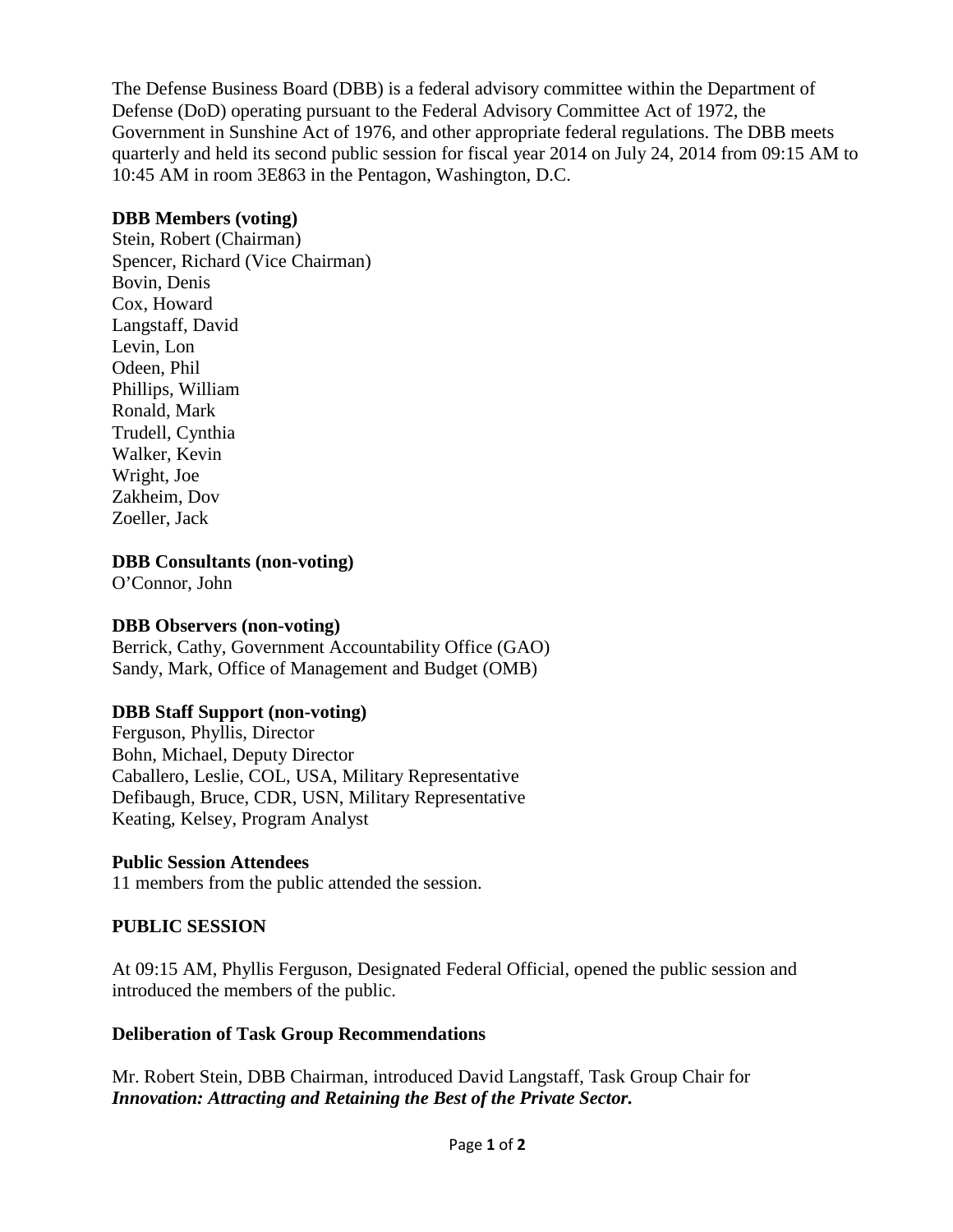The Defense Business Board (DBB) is a federal advisory committee within the Department of Defense (DoD) operating pursuant to the Federal Advisory Committee Act of 1972, the Government in Sunshine Act of 1976, and other appropriate federal regulations. The DBB meets quarterly and held its second public session for fiscal year 2014 on July 24, 2014 from 09:15 AM to 10:45 AM in room 3E863 in the Pentagon, Washington, D.C.

**DBB Members (voting)**
Stein, Robert (Chairman)
Spencer, Richard (Vice Chairman)
Bovin, Denis
Cox, Howard
Langstaff, David
Levin, Lon
Odeen, Phil
Phillips, William
Ronald, Mark
Trudell, Cynthia
Walker, Kevin
Wright, Joe
Zakheim, Dov
Zoeller, Jack

**DBB Consultants (non-voting)**
O'Connor, John

**DBB Observers (non-voting)**
Berrick, Cathy, Government Accountability Office (GAO)
Sandy, Mark, Office of Management and Budget (OMB)

**DBB Staff Support (non-voting)**
Ferguson, Phyllis, Director
Bohn, Michael, Deputy Director
Caballero, Leslie, COL, USA, Military Representative
Defibaugh, Bruce, CDR, USN, Military Representative
Keating, Kelsey, Program Analyst

**Public Session Attendees**
11 members from the public attended the session.

## PUBLIC SESSION

At 09:15 AM, Phyllis Ferguson, Designated Federal Official, opened the public session and introduced the members of the public.

### Deliberation of Task Group Recommendations

Mr. Robert Stein, DBB Chairman, introduced David Langstaff, Task Group Chair for ***Innovation: Attracting and Retaining the Best of the Private Sector.***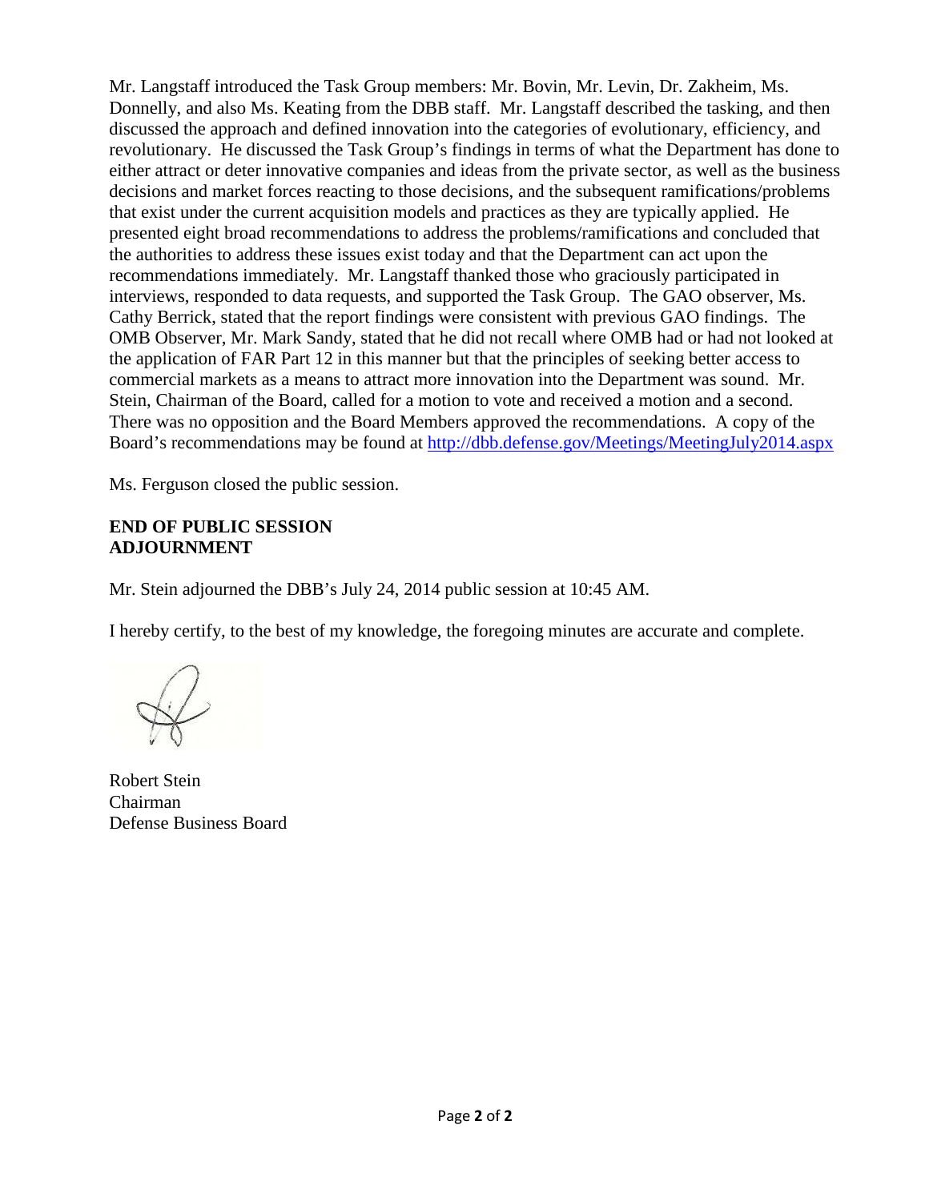Mr. Langstaff introduced the Task Group members: Mr. Bovin, Mr. Levin, Dr. Zakheim, Ms. Donnelly, and also Ms. Keating from the DBB staff. Mr. Langstaff described the tasking, and then discussed the approach and defined innovation into the categories of evolutionary, efficiency, and revolutionary. He discussed the Task Group's findings in terms of what the Department has done to either attract or deter innovative companies and ideas from the private sector, as well as the business decisions and market forces reacting to those decisions, and the subsequent ramifications/problems that exist under the current acquisition models and practices as they are typically applied. He presented eight broad recommendations to address the problems/ramifications and concluded that the authorities to address these issues exist today and that the Department can act upon the recommendations immediately. Mr. Langstaff thanked those who graciously participated in interviews, responded to data requests, and supported the Task Group. The GAO observer, Ms. Cathy Berrick, stated that the report findings were consistent with previous GAO findings. The OMB Observer, Mr. Mark Sandy, stated that he did not recall where OMB had or had not looked at the application of FAR Part 12 in this manner but that the principles of seeking better access to commercial markets as a means to attract more innovation into the Department was sound. Mr. Stein, Chairman of the Board, called for a motion to vote and received a motion and a second. There was no opposition and the Board Members approved the recommendations. A copy of the Board's recommendations may be found at [http://dbb.defense.gov/Meetings/MeetingJuly2014.aspx](http://dbb.defense.gov/Meetings/MeetingJuly2014.aspx)

Ms. Ferguson closed the public session.

**END OF PUBLIC SESSION**
**ADJOURNMENT**

Mr. Stein adjourned the DBB's July 24, 2014 public session at 10:45 AM.

I hereby certify, to the best of my knowledge, the foregoing minutes are accurate and complete.

Robert Stein
Chairman
Defense Business Board